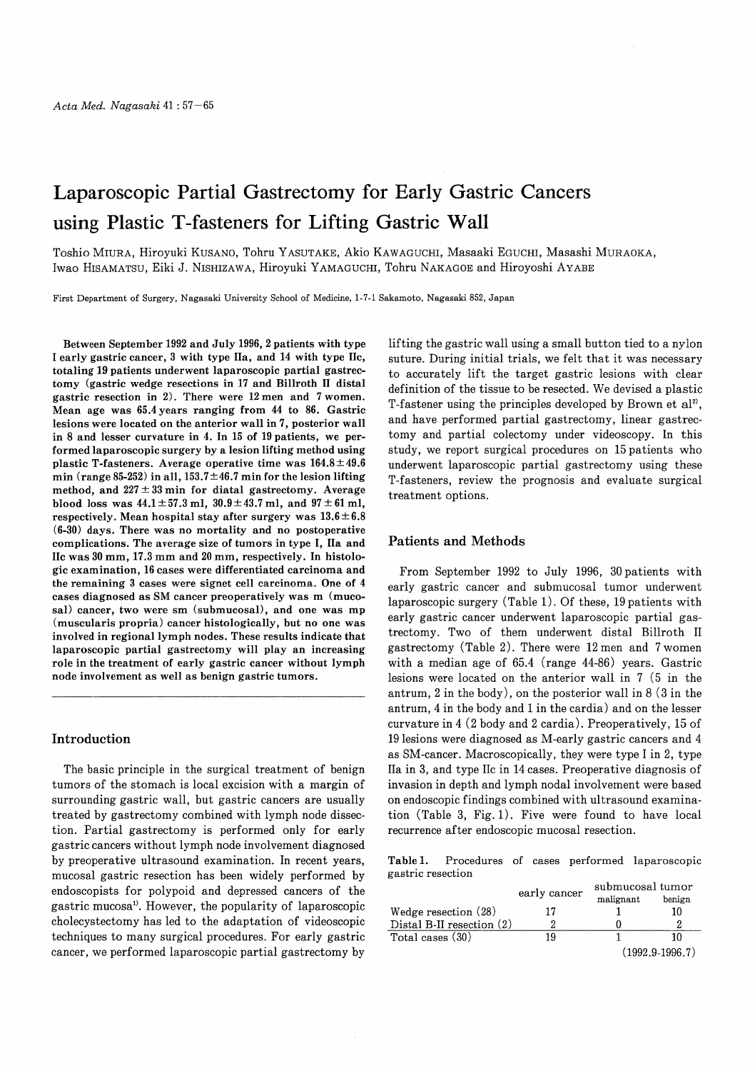# Laparoscopic Partial Gastrectomy for Early Gastric Cancers using Plastic T-fasteners for Lifting Gastric Wall

Toshio MIURA, Hiroyuki KUSANO, Tohru YASUTAKE, Akio KAWAGUCHI, Masaaki EGUCHI, Masashi MURAOKA, Iwao HISAMATSU, Eiki J. NISHIZAWA, Hiroyuki YAMAGUCHI, Tohru NAKAGOE and Hiroyoshi AYABE

First Department of Surgery, Nagasaki University School of Medicine, 1-7-1 Sakamoto, Nagasaki 852, Japan

**Between September 1992 and July 1996, 2 patients with type I early gastric cancer, 3 with type IIa, and 14 with type IIc, totaling 19 patients underwent laparoscopic partial gastrectomy (gastric wedge resections in 17 and Billroth II distal gastric resection in 2). There were 12 men and 7 women. Mean age was 65.4 years ranging from 44 to 86. Gastric lesions were located on the anterior wall in 7, posterior wall in 8 and lesser curvature in 4. In 15 of 19 patients, we performed laparoscopic surgery by a lesion lifting method using plastic T-fasteners. Average operative time was 164.8 ± 49.6 min (range 85-252) in all, 153.7 ± 46.7 min for the lesion lifting method, and 227 ± 33 min for diatal gastrectomy. Average blood loss was 44.1 ± 57.3 ml, 30.9 ± 43.7 ml, and 97 ± 61 ml, respectively. Mean hospital stay after surgery was 13.6 ± 6.8 (6-30) days. There was no mortality and no postoperative complications. The average size of tumors in type I, IIa and IIc was 30 mm, 17.3 mm and 20 mm, respectively. In histologic examination, 16 cases were differentiated carcinoma and the remaining 3 cases were signet cell carcinoma. One of 4 cases diagnosed as SM cancer preoperatively was m (mucosal) cancer, two were sm (submucosal), and one was mp (muscularis propria) cancer histologically, but no one was involved in regional lymph nodes. These results indicate that laparoscopic partial gastrectomy will play an increasing role in the treatment of early gastric cancer without lymph node involvement as well as benign gastric tumors.**

## Introduction

The basic principle in the surgical treatment of benign tumors of the stomach is local excision with a margin of surrounding gastric wall, but gastric cancers are usually treated by gastrectomy combined with lymph node dissection. Partial gastrectomy is performed only for early gastric cancers without lymph node involvement diagnosed by preoperative ultrasound examination. In recent years, mucosal gastric resection has been widely performed by endoscopists for polypoid and depressed cancers of the gastric mucosa[1]. However, the popularity of laparoscopic cholecystectomy has led to the adaptation of videoscopic techniques to many surgical procedures. For early gastric cancer, we performed laparoscopic partial gastrectomy by lifting the gastric wall using a small button tied to a nylon suture. During initial trials, we felt that it was necessary to accurately lift the target gastric lesions with clear definition of the tissue to be resected. We devised a plastic T-fastener using the principles developed by Brown et al[2], and have performed partial gastrectomy, linear gastrectomy and partial colectomy under videoscopy. In this study, we report surgical procedures on 15 patients who underwent laparoscopic partial gastrectomy using these T-fasteners, review the prognosis and evaluate surgical treatment options.

## Patients and Methods

From September 1992 to July 1996, 30 patients with early gastric cancer and submucosal tumor underwent laparoscopic surgery (Table 1). Of these, 19 patients with early gastric cancer underwent laparoscopic partial gastrectomy. Two of them underwent distal Billroth II gastrectomy (Table 2). There were 12 men and 7 women with a median age of 65.4 (range 44-86) years. Gastric lesions were located on the anterior wall in 7 (5 in the antrum, 2 in the body), on the posterior wall in 8 (3 in the antrum, 4 in the body and 1 in the cardia) and on the lesser curvature in 4 (2 body and 2 cardia). Preoperatively, 15 of 19 lesions were diagnosed as M-early gastric cancers and 4 as SM-cancer. Macroscopically, they were type I in 2, type IIa in 3, and type IIc in 14 cases. Preoperative diagnosis of invasion in depth and lymph nodal involvement were based on endoscopic findings combined with ultrasound examination (Table 3, Fig. 1). Five were found to have local recurrence after endoscopic mucosal resection.

Table 1. Procedures of cases performed laparoscopic gastric resection

| | early cancer | submucosal tumor | |
|---|---|---|---|
| | | malignant | benign |
| Wedge resection (28) | 17 | 1 | 10 |
| Distal B-II resection (2) | 2 | 0 | 2 |
| Total cases (30) | 19 | 1 | 10 |

(1992.9-1996.7)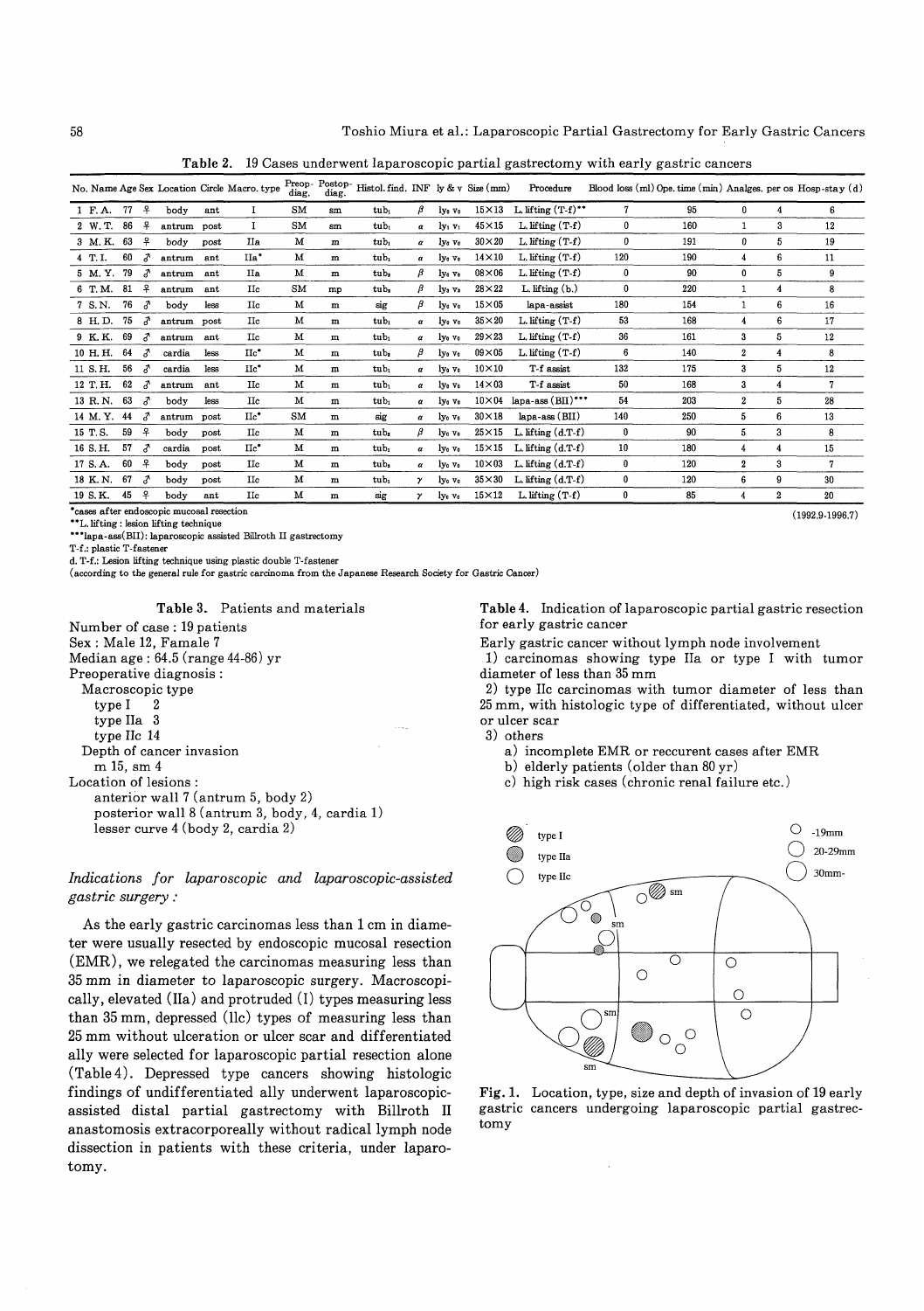**Table 2.** 19 Cases underwent laparoscopic partial gastrectomy with early gastric cancers

| No. | Name | Age | Sex | Location | Circle | Macro. type | Preop- diag. | Postop- diag. | Histol. find. | INF | ly & v | Size (mm) | Procedure | Blood loss (ml) | Ope. time (min) | Analges. | per os | Hosp-stay (d) |
|---|---|---|---|---|---|---|---|---|---|---|---|---|---|---|---|---|---|---|
| 1 | F. A. | 77 | ♀ | body | ant | I | SM | sm | $tub_1$ | β | $ly_0$ $v_0$ | 15×13 | L. lifting (T-f)** | 7 | 95 | 0 | 4 | 6 |
| 2 | W. T. | 86 | ♀ | antrum | post | I | SM | sm | $tub_1$ | α | $ly_1$ $v_1$ | 45×15 | L. lifting (T-f) | 0 | 160 | 1 | 3 | 12 |
| 3 | M. K. | 63 | ♀ | body | post | IIa | M | m | $tub_1$ | α | $ly_0$ $v_0$ | 30×20 | L. lifting (T-f) | 0 | 191 | 0 | 5 | 19 |
| 4 | T. I. | 60 | ♂ | antrum | ant | IIa* | M | m | $tub_1$ | α | $ly_0$ $v_0$ | 14×10 | L. lifting (T-f) | 120 | 190 | 4 | 6 | 11 |
| 5 | M. Y. | 79 | ♂ | antrum | ant | IIa | M | m | $tub_2$ | β | $ly_0$ $v_0$ | 08×06 | L. lifting (T-f) | 0 | 90 | 0 | 5 | 9 |
| 6 | T. M. | 81 | ♀ | antrum | ant | IIc | SM | mp | $tub_2$ | β | $ly_3$ $v_3$ | 28×22 | L. lifting (b.) | 0 | 220 | 1 | 4 | 8 |
| 7 | S. N. | 76 | ♂ | body | less | IIc | M | m | sig | β | $ly_0$ $v_0$ | 15×05 | lapa-assist | 180 | 154 | 1 | 6 | 16 |
| 8 | H. D. | 75 | ♂ | antrum | post | IIc | M | m | $tub_1$ | α | $ly_0$ $v_0$ | 35×20 | L. lifting (T-f) | 53 | 168 | 4 | 6 | 17 |
| 9 | K. K. | 69 | ♂ | antrum | ant | IIc | M | m | $tub_1$ | α | $ly_0$ $v_0$ | 29×23 | L. lifting (T-f) | 36 | 161 | 3 | 5 | 12 |
| 10 | H. H. | 64 | ♂ | cardia | less | IIc* | M | m | $tub_2$ | β | $ly_0$ $v_0$ | 09×05 | L. lifting (T-f) | 6 | 140 | 2 | 4 | 8 |
| 11 | S. H. | 56 | ♂ | cardia | less | IIc* | M | m | $tub_1$ | α | $ly_0$ $v_0$ | 10×10 | T-f assist | 132 | 175 | 3 | 5 | 12 |
| 12 | T. H. | 62 | ♂ | antrum | ant | IIc | M | m | $tub_1$ | α | $ly_0$ $v_0$ | 14×03 | T-f assist | 50 | 168 | 3 | 4 | 7 |
| 13 | R. N. | 63 | ♂ | body | less | IIc | M | m | $tub_1$ | α | $ly_0$ $v_0$ | 10×04 | lapa-ass (BII)*** | 54 | 203 | 2 | 5 | 28 |
| 14 | M. Y. | 44 | ♂ | antrum | post | IIc* | SM | m | sig | α | $ly_0$ $v_0$ | 30×18 | lapa-ass (BII) | 140 | 250 | 5 | 6 | 13 |
| 15 | T. S. | 59 | ♀ | body | post | IIc | M | m | $tub_2$ | β | $ly_0$ $v_0$ | 25×15 | L. lifting (d.T-f) | 0 | 90 | 5 | 3 | 8 |
| 16 | S. H. | 57 | ♂ | cardia | post | IIc* | M | m | $tub_1$ | α | $ly_0$ $v_0$ | 15×15 | L. lifting (d.T-f) | 10 | 180 | 4 | 4 | 15 |
| 17 | S. A. | 60 | ♀ | body | post | IIc | M | m | $tub_2$ | α | $ly_0$ $v_0$ | 10×03 | L. lifting (d.T-f) | 0 | 120 | 2 | 3 | 7 |
| 18 | K. N. | 67 | ♂ | body | post | IIc | M | m | $tub_1$ | γ | $ly_0$ $v_0$ | 35×30 | L. lifting (d.T-f) | 0 | 120 | 6 | 9 | 30 |
| 19 | S. K. | 45 | ♀ | body | ant | IIc | M | m | sig | γ | $ly_0$ $v_0$ | 15×12 | L. lifting (T-f) | 0 | 85 | 4 | 2 | 20 |

*cases after endoscopic mucosal resection
**L. lifting : lesion lifting technique
***lapa-ass(BII): laparoscopic assisted Billroth II gastrectomy
T-f.: plastic T-fastener
d. T-f.: Lesion lifting technique using plastic double T-fastener
(according to the general rule for gastric carcinoma from the Japanese Research Society for Gastric Cancer)

(1992.9-1996.7)

**Table 3.** Patients and materials

Number of case : 19 patients
Sex : Male 12, Famale 7
Median age : 64.5 (range 44-86) yr
Preoperative diagnosis :
  Macroscopic type
    type I  2
    type IIa  3
    type IIc  14
  Depth of cancer invasion
    m 15, sm 4
Location of lesions :
  anterior wall 7 (antrum 5, body 2)
  posterior wall 8 (antrum 3, body, 4, cardia 1)
  lesser curve 4 (body 2, cardia 2)

*Indications for laparoscopic and laparoscopic-assisted gastric surgery :*

As the early gastric carcinomas less than 1 cm in diameter were usually resected by endoscopic mucosal resection (EMR), we relegated the carcinomas measuring less than 35 mm in diameter to laparoscopic surgery. Macroscopically, elevated (IIa) and protruded (I) types measuring less than 35 mm, depressed (IIc) types of measuring less than 25 mm without ulceration or ulcer scar and differentiated ally were selected for laparoscopic partial resection alone (Table 4). Depressed type cancers showing histologic findings of undifferentiated ally underwent laparoscopic-assisted distal partial gastrectomy with Billroth II anastomosis extracorporeally without radical lymph node dissection in patients with these criteria, under laparotomy.

**Table 4.** Indication of laparoscopic partial gastric resection for early gastric cancer

Early gastric cancer without lymph node involvement
 1) carcinomas showing type IIa or type I with tumor diameter of less than 35 mm
 2) type IIc carcinomas with tumor diameter of less than 25 mm, with histologic type of differentiated, without ulcer or ulcer scar
 3) others
  a) incomplete EMR or reccurent cases after EMR
  b) elderly patients (older than 80 yr)
  c) high risk cases (chronic renal failure etc.)

**Fig. 1.** Location, type, size and depth of invasion of 19 early gastric cancers undergoing laparoscopic partial gastrectomy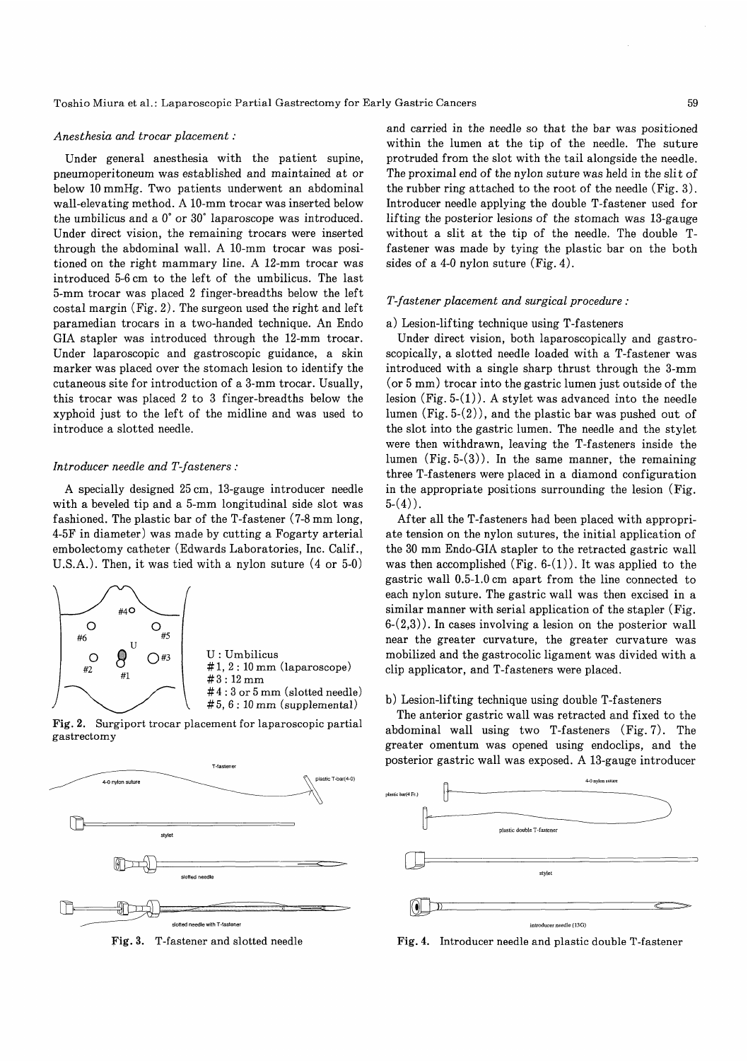### *Anesthesia and trocar placement :*

Under general anesthesia with the patient supine, pneumoperitoneum was established and maintained at or below 10 mmHg. Two patients underwent an abdominal wall-elevating method. A 10-mm trocar was inserted below the umbilicus and a 0° or 30° laparoscope was introduced. Under direct vision, the remaining trocars were inserted through the abdominal wall. A 10-mm trocar was positioned on the right mammary line. A 12-mm trocar was introduced 5-6 cm to the left of the umbilicus. The last 5-mm trocar was placed 2 finger-breadths below the left costal margin (Fig. 2). The surgeon used the right and left paramedian trocars in a two-handed technique. An Endo GIA stapler was introduced through the 12-mm trocar. Under laparoscopic and gastroscopic guidance, a skin marker was placed over the stomach lesion to identify the cutaneous site for introduction of a 3-mm trocar. Usually, this trocar was placed 2 to 3 finger-breadths below the xyphoid just to the left of the midline and was used to introduce a slotted needle.

### *Introducer needle and T-fasteners :*

A specially designed 25 cm, 13-gauge introducer needle with a beveled tip and a 5-mm longitudinal side slot was fashioned. The plastic bar of the T-fastener (7-8 mm long, 4-5F in diameter) was made by cutting a Fogarty arterial embolectomy catheter (Edwards Laboratories, Inc. Calif., U.S.A.). Then, it was tied with a nylon suture (4 or 5-0) and carried in the needle so that the bar was positioned within the lumen at the tip of the needle. The suture protruded from the slot with the tail alongside the needle. The proximal end of the nylon suture was held in the slit of the rubber ring attached to the root of the needle (Fig. 3). Introducer needle applying the double T-fastener used for lifting the posterior lesions of the stomach was 13-gauge without a slit at the tip of the needle. The double T-fastener was made by tying the plastic bar on the both sides of a 4-0 nylon suture (Fig. 4).

U : Umbilicus
#1, 2 : 10 mm (laparoscope)
#3 : 12 mm
#4 : 3 or 5 mm (slotted needle)
#5, 6 : 10 mm (supplemental)

**Fig. 2.** Surgiport trocar placement for laparoscopic partial gastrectomy

**Fig. 3.** T-fastener and slotted needle

### *T-fastener placement and surgical procedure :*

a) Lesion-lifting technique using T-fasteners

Under direct vision, both laparoscopically and gastroscopically, a slotted needle loaded with a T-fastener was introduced with a single sharp thrust through the 3-mm (or 5 mm) trocar into the gastric lumen just outside of the lesion (Fig. 5-(1)). A stylet was advanced into the needle lumen (Fig. 5-(2)), and the plastic bar was pushed out of the slot into the gastric lumen. The needle and the stylet were then withdrawn, leaving the T-fasteners inside the lumen (Fig. 5-(3)). In the same manner, the remaining three T-fasteners were placed in a diamond configuration in the appropriate positions surrounding the lesion (Fig. 5-(4)).

After all the T-fasteners had been placed with appropriate tension on the nylon sutures, the initial application of the 30 mm Endo-GIA stapler to the retracted gastric wall was then accomplished (Fig. 6-(1)). It was applied to the gastric wall 0.5-1.0 cm apart from the line connected to each nylon suture. The gastric wall was then excised in a similar manner with serial application of the stapler (Fig. 6-(2,3)). In cases involving a lesion on the posterior wall near the greater curvature, the greater curvature was mobilized and the gastrocolic ligament was divided with a clip applicator, and T-fasteners were placed.

b) Lesion-lifting technique using double T-fasteners

The anterior gastric wall was retracted and fixed to the abdominal wall using two T-fasteners (Fig. 7). The greater omentum was opened using endoclips, and the posterior gastric wall was exposed. A 13-gauge introducer

**Fig. 4.** Introducer needle and plastic double T-fastener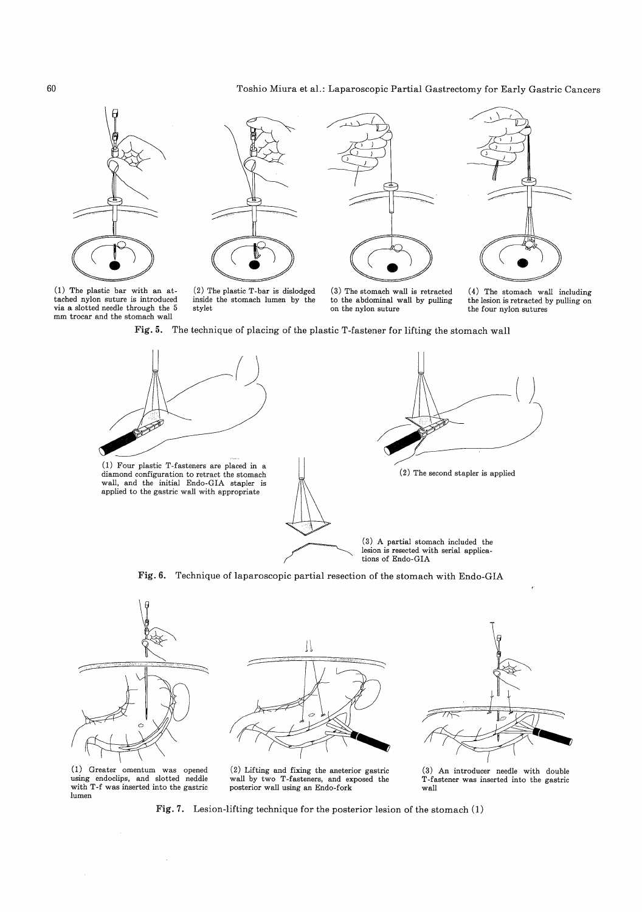(1) The plastic bar with an attached nylon suture is introduced via a slotted needle through the 5 mm trocar and the stomach wall

(2) The plastic T-bar is dislodged inside the stomach lumen by the stylet

(3) The stomach wall is retracted to the abdominal wall by pulling on the nylon suture

(4) The stomach wall including the lesion is retracted by pulling on the four nylon sutures

**Fig. 5.** The technique of placing of the plastic T-fastener for lifting the stomach wall

(1) Four plastic T-fasteners are placed in a diamond configuration to retract the stomach wall, and the initial Endo-GIA stapler is applied to the gastric wall with appropriate

(2) The second stapler is applied

(3) A partial stomach included the lesion is resected with serial applications of Endo-GIA

**Fig. 6.** Technique of laparoscopic partial resection of the stomach with Endo-GIA

(1) Greater omentum was opened using endoclips, and slotted neddle with T-f was inserted into the gastric lumen

(2) Lifting and fixing the aneterior gastric wall by two T-fasteners, and exposed the posterior wall using an Endo-fork

(3) An introducer needle with double T-fastener was inserted into the gastric wall

**Fig. 7.** Lesion-lifting technique for the posterior lesion of the stomach (1)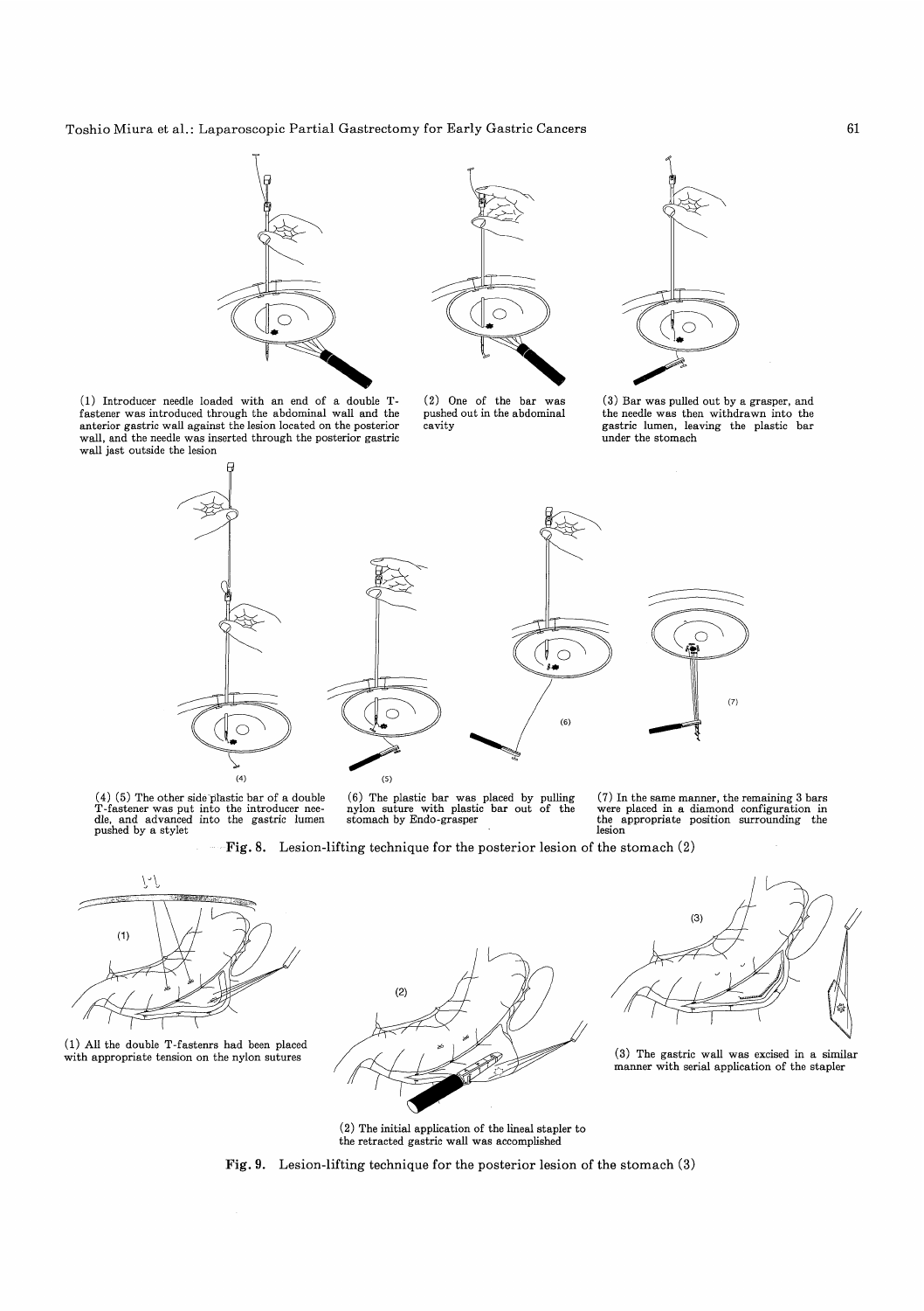(1) Introducer needle loaded with an end of a double T-fastener was introduced through the abdominal wall and the anterior gastric wall against the lesion located on the posterior wall, and the needle was inserted through the posterior gastric wall just outside the lesion

(2) One of the bar was pushed out in the abdominal cavity

(3) Bar was pulled out by a grasper, and the needle was then withdrawn into the gastric lumen, leaving the plastic bar under the stomach

(4) (5) The other side plastic bar of a double T-fastener was put into the introducer needle, and advanced into the gastric lumen pushed by a stylet

(6) The plastic bar was placed by pulling nylon suture with plastic bar out of the stomach by Endo-grasper

(7) In the same manner, the remaining 3 bars were placed in a diamond configuration in the appropriate position surrounding the lesion

**Fig. 8.** Lesion-lifting technique for the posterior lesion of the stomach (2)

(1) All the double T-fastenrs had been placed with appropriate tension on the nylon sutures

(2) The initial application of the lineal stapler to the retracted gastric wall was accomplished

(3) The gastric wall was excised in a similar manner with serial application of the stapler

**Fig. 9.** Lesion-lifting technique for the posterior lesion of the stomach (3)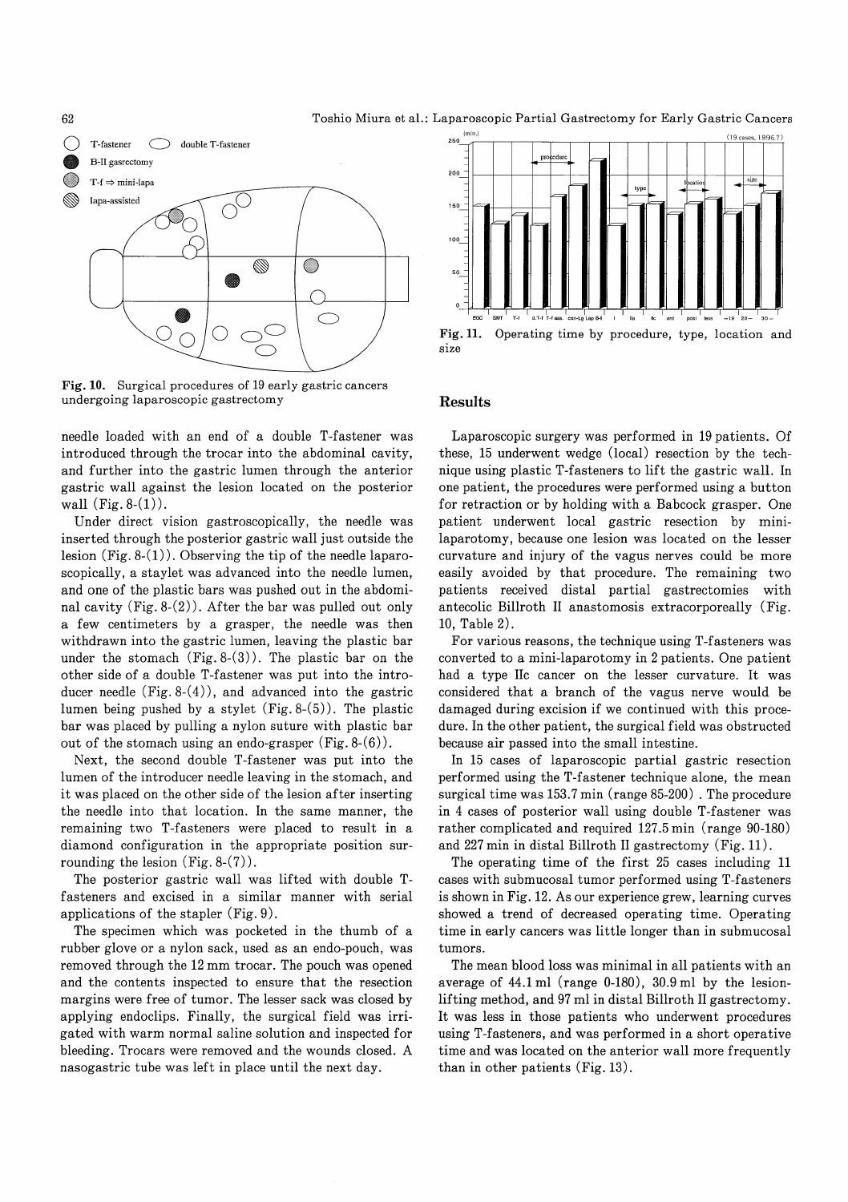Fig. 10. Surgical procedures of 19 early gastric cancers undergoing laparoscopic gastrectomy

needle loaded with an end of a double T-fastener was introduced through the trocar into the abdominal cavity, and further into the gastric lumen through the anterior gastric wall against the lesion located on the posterior wall (Fig. 8-(1)).

Under direct vision gastroscopically, the needle was inserted through the posterior gastric wall just outside the lesion (Fig. 8-(1)). Observing the tip of the needle laparoscopically, a staylet was advanced into the needle lumen, and one of the plastic bars was pushed out in the abdominal cavity (Fig. 8-(2)). After the bar was pulled out only a few centimeters by a grasper, the needle was then withdrawn into the gastric lumen, leaving the plastic bar under the stomach (Fig. 8-(3)). The plastic bar on the other side of a double T-fastener was put into the introducer needle (Fig. 8-(4)), and advanced into the gastric lumen being pushed by a stylet (Fig. 8-(5)). The plastic bar was placed by pulling a nylon suture with plastic bar out of the stomach using an endo-grasper (Fig. 8-(6)).

Next, the second double T-fastener was put into the lumen of the introducer needle leaving in the stomach, and it was placed on the other side of the lesion after inserting the needle into that location. In the same manner, the remaining two T-fasteners were placed to result in a diamond configuration in the appropriate position surrounding the lesion (Fig. 8-(7)).

The posterior gastric wall was lifted with double T-fasteners and excised in a similar manner with serial applications of the stapler (Fig. 9).

The specimen which was pocketed in the thumb of a rubber glove or a nylon sack, used as an endo-pouch, was removed through the 12 mm trocar. The pouch was opened and the contents inspected to ensure that the resection margins were free of tumor. The lesser sack was closed by applying endoclips. Finally, the surgical field was irrigated with warm normal saline solution and inspected for bleeding. Trocars were removed and the wounds closed. A nasogastric tube was left in place until the next day.

Fig. 11. Operating time by procedure, type, location and size

## Results

Laparoscopic surgery was performed in 19 patients. Of these, 15 underwent wedge (local) resection by the technique using plastic T-fasteners to lift the gastric wall. In one patient, the procedures were performed using a button for retraction or by holding with a Babcock grasper. One patient underwent local gastric resection by mini-laparotomy, because one lesion was located on the lesser curvature and injury of the vagus nerves could be more easily avoided by that procedure. The remaining two patients received distal partial gastrectomies with antecolic Billroth II anastomosis extracorporeally (Fig. 10, Table 2).

For various reasons, the technique using T-fasteners was converted to a mini-laparotomy in 2 patients. One patient had a type IIc cancer on the lesser curvature. It was considered that a branch of the vagus nerve would be damaged during excision if we continued with this procedure. In the other patient, the surgical field was obstructed because air passed into the small intestine.

In 15 cases of laparoscopic partial gastric resection performed using the T-fastener technique alone, the mean surgical time was 153.7 min (range 85-200). The procedure in 4 cases of posterior wall using double T-fastener was rather complicated and required 127.5 min (range 90-180) and 227 min in distal Billroth II gastrectomy (Fig. 11).

The operating time of the first 25 cases including 11 cases with submucosal tumor performed using T-fasteners is shown in Fig. 12. As our experience grew, learning curves showed a trend of decreased operating time. Operating time in early cancers was little longer than in submucosal tumors.

The mean blood loss was minimal in all patients with an average of 44.1 ml (range 0-180), 30.9 ml by the lesion-lifting method, and 97 ml in distal Billroth II gastrectomy. It was less in those patients who underwent procedures using T-fasteners, and was performed in a short operative time and was located on the anterior wall more frequently than in other patients (Fig. 13).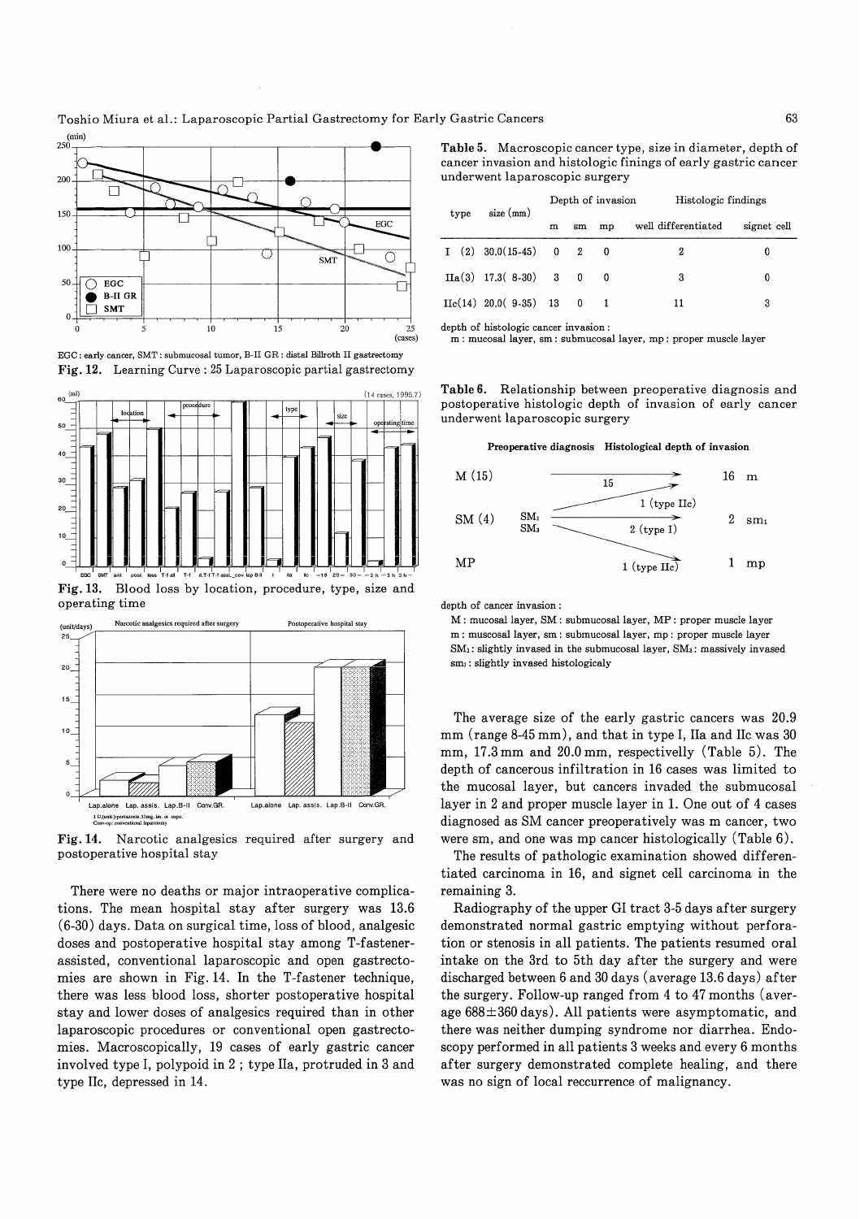EGC : early cancer, SMT : submucosal tumor, B-II GR : distal Billroth II gastrectomy

**Fig. 12.** Learning Curve : 25 Laparoscopic partial gastrectomy

**Fig. 13.** Blood loss by location, procedure, type, size and operating time

**Fig. 14.** Narcotic analgesics required after surgery and postoperative hospital stay

There were no deaths or major intraoperative complications. The mean hospital stay after surgery was 13.6 (6-30) days. Data on surgical time, loss of blood, analgesic doses and postoperative hospital stay among T-fastener-assisted, conventional laparoscopic and open gastrectomies are shown in Fig. 14. In the T-fastener technique, there was less blood loss, shorter postoperative hospital stay and lower doses of analgesics required than in other laparoscopic procedures or conventional open gastrectomies. Macroscopically, 19 cases of early gastric cancer involved type I, polypoid in 2 ; type IIa, protruded in 3 and type IIc, depressed in 14.

**Table 5.** Macroscopic cancer type, size in diameter, depth of cancer invasion and histologic finings of early gastric cancer underwent laparoscopic surgery

| type | size (mm) | Depth of invasion | | | Histologic findings | |
|---|---|---|---|---|---|---|
| | | m | sm | mp | well differentiated | signet cell |
| I (2) | 30.0(15-45) | 0 | 2 | 0 | 2 | 0 |
| IIa(3) | 17.3( 8-30) | 3 | 0 | 0 | 3 | 0 |
| IIc(14) | 20.0( 9-35) | 13 | 0 | 1 | 11 | 3 |

depth of histologic cancer invasion :
m : mucosal layer, sm : submucosal layer, mp : proper muscle layer

**Table 6.** Relationship between preoperative diagnosis and postoperative histologic depth of invasion of early cancer underwent laparoscopic surgery

| Preoperative diagnosis | | | Histological depth of invasion |
|---|---|---|---|
| M (15) | | 15 → | 16 m |
| SM (4) | $SM_1$ | 1 (type IIc) → m; → $sm_1$ | 2 $sm_1$ |
| | $SM_3$ | 2 (type I) → $sm_1$ | |
| MP | | 1 (type IIc) → mp | 1 mp |

depth of cancer invasion :
M : mucosal layer, SM : submucosal layer, MP : proper muscle layer
m : muscosal layer, sm : submucosal layer, mp : proper muscle layer
$SM_1$ : slightly invased in the submucosal layer, $SM_3$ : massively invased
$sm_1$ : slightly invased histologicaly

The average size of the early gastric cancers was 20.9 mm (range 8-45 mm), and that in type I, IIa and IIc was 30 mm, 17.3 mm and 20.0 mm, respectivelly (Table 5). The depth of cancerous infiltration in 16 cases was limited to the mucosal layer, but cancers invaded the submucosal layer in 2 and proper muscle layer in 1. One out of 4 cases diagnosed as SM cancer preoperatively was m cancer, two were sm, and one was mp cancer histologically (Table 6).

The results of pathologic examination showed differentiated carcinoma in 16, and signet cell carcinoma in the remaining 3.

Radiography of the upper GI tract 3-5 days after surgery demonstrated normal gastric emptying without perforation or stenosis in all patients. The patients resumed oral intake on the 3rd to 5th day after the surgery and were discharged between 6 and 30 days (average 13.6 days) after the surgery. Follow-up ranged from 4 to 47 months (average 688±360 days). All patients were asymptomatic, and there was neither dumping syndrome nor diarrhea. Endoscopy performed in all patients 3 weeks and every 6 months after surgery demonstrated complete healing, and there was no sign of local reccurrence of malignancy.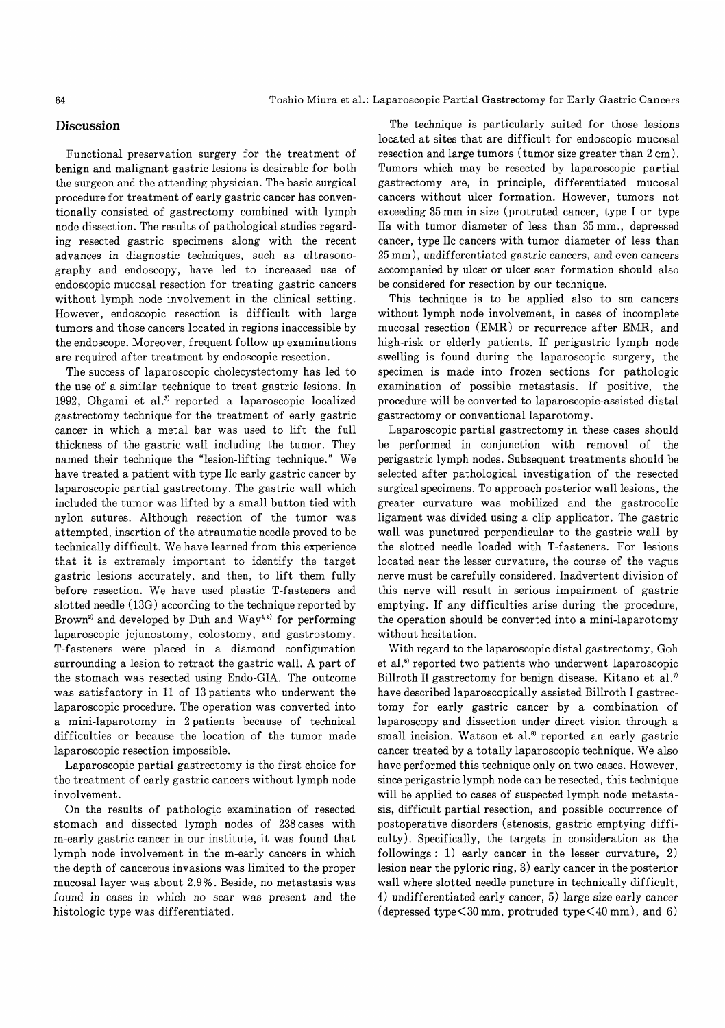## Discussion

Functional preservation surgery for the treatment of benign and malignant gastric lesions is desirable for both the surgeon and the attending physician. The basic surgical procedure for treatment of early gastric cancer has conventionally consisted of gastrectomy combined with lymph node dissection. The results of pathological studies regarding resected gastric specimens along with the recent advances in diagnostic techniques, such as ultrasonography and endoscopy, have led to increased use of endoscopic mucosal resection for treating gastric cancers without lymph node involvement in the clinical setting. However, endoscopic resection is difficult with large tumors and those cancers located in regions inaccessible by the endoscope. Moreover, frequent follow up examinations are required after treatment by endoscopic resection.

The success of laparoscopic cholecystectomy has led to the use of a similar technique to treat gastric lesions. In 1992, Ohgami et al.[3] reported a laparoscopic localized gastrectomy technique for the treatment of early gastric cancer in which a metal bar was used to lift the full thickness of the gastric wall including the tumor. They named their technique the "lesion-lifting technique." We have treated a patient with type IIc early gastric cancer by laparoscopic partial gastrectomy. The gastric wall which included the tumor was lifted by a small button tied with nylon sutures. Although resection of the tumor was attempted, insertion of the atraumatic needle proved to be technically difficult. We have learned from this experience that it is extremely important to identify the target gastric lesions accurately, and then, to lift them fully before resection. We have used plastic T-fasteners and slotted needle (13G) according to the technique reported by Brown[2] and developed by Duh and Way[4,5] for performing laparoscopic jejunostomy, colostomy, and gastrostomy. T-fasteners were placed in a diamond configuration surrounding a lesion to retract the gastric wall. A part of the stomach was resected using Endo-GIA. The outcome was satisfactory in 11 of 13 patients who underwent the laparoscopic procedure. The operation was converted into a mini-laparotomy in 2 patients because of technical difficulties or because the location of the tumor made laparoscopic resection impossible.

Laparoscopic partial gastrectomy is the first choice for the treatment of early gastric cancers without lymph node involvement.

On the results of pathologic examination of resected stomach and dissected lymph nodes of 238 cases with m-early gastric cancer in our institute, it was found that lymph node involvement in the m-early cancers in which the depth of cancerous invasions was limited to the proper mucosal layer was about 2.9%. Beside, no metastasis was found in cases in which no scar was present and the histologic type was differentiated.

The technique is particularly suited for those lesions located at sites that are difficult for endoscopic mucosal resection and large tumors (tumor size greater than 2 cm). Tumors which may be resected by laparoscopic partial gastrectomy are, in principle, differentiated mucosal cancers without ulcer formation. However, tumors not exceeding 35 mm in size (protruted cancer, type I or type IIa with tumor diameter of less than 35 mm., depressed cancer, type IIc cancers with tumor diameter of less than 25 mm), undifferentiated gastric cancers, and even cancers accompanied by ulcer or ulcer scar formation should also be considered for resection by our technique.

This technique is to be applied also to sm cancers without lymph node involvement, in cases of incomplete mucosal resection (EMR) or recurrence after EMR, and high-risk or elderly patients. If perigastric lymph node swelling is found during the laparoscopic surgery, the specimen is made into frozen sections for pathologic examination of possible metastasis. If positive, the procedure will be converted to laparoscopic-assisted distal gastrectomy or conventional laparotomy.

Laparoscopic partial gastrectomy in these cases should be performed in conjunction with removal of the perigastric lymph nodes. Subsequent treatments should be selected after pathological investigation of the resected surgical specimens. To approach posterior wall lesions, the greater curvature was mobilized and the gastrocolic ligament was divided using a clip applicator. The gastric wall was punctured perpendicular to the gastric wall by the slotted needle loaded with T-fasteners. For lesions located near the lesser curvature, the course of the vagus nerve must be carefully considered. Inadvertent division of this nerve will result in serious impairment of gastric emptying. If any difficulties arise during the procedure, the operation should be converted into a mini-laparotomy without hesitation.

With regard to the laparoscopic distal gastrectomy, Goh et al.[6] reported two patients who underwent laparoscopic Billroth II gastrectomy for benign disease. Kitano et al.[7] have described laparoscopically assisted Billroth I gastrectomy for early gastric cancer by a combination of laparoscopy and dissection under direct vision through a small incision. Watson et al.[8] reported an early gastric cancer treated by a totally laparoscopic technique. We also have performed this technique only on two cases. However, since perigastric lymph node can be resected, this technique will be applied to cases of suspected lymph node metastasis, difficult partial resection, and possible occurrence of postoperative disorders (stenosis, gastric emptying difficulty). Specifically, the targets in consideration as the followings : 1) early cancer in the lesser curvature, 2) lesion near the pyloric ring, 3) early cancer in the posterior wall where slotted needle puncture in technically difficult, 4) undifferentiated early cancer, 5) large size early cancer (depressed type<30 mm, protruded type<40 mm), and 6)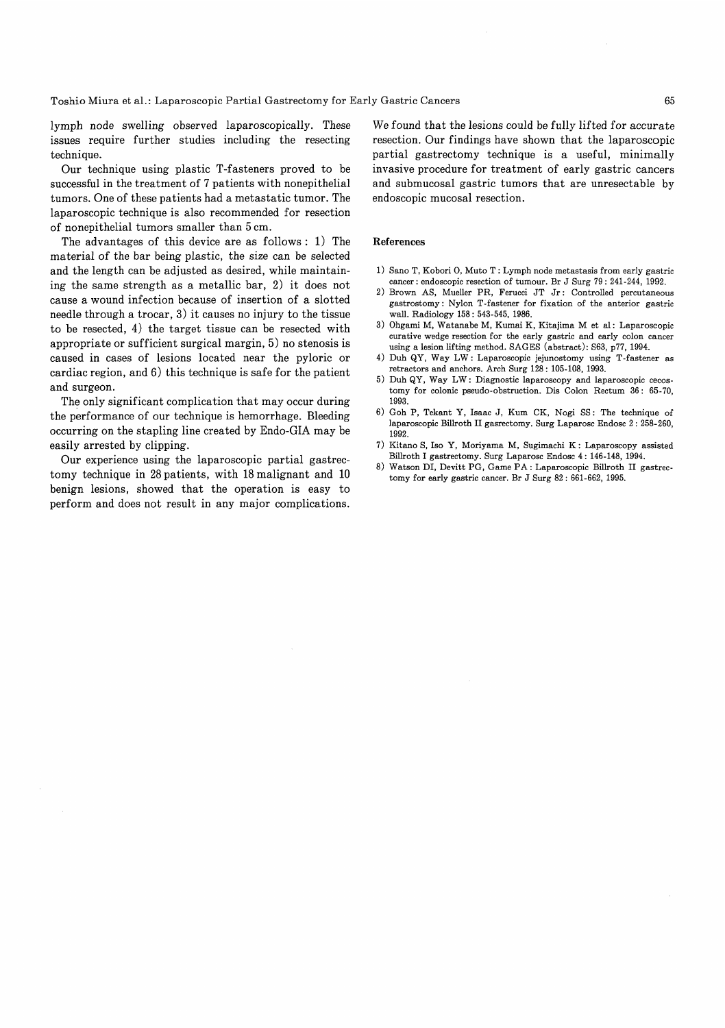lymph node swelling observed laparoscopically. These issues require further studies including the resecting technique.

Our technique using plastic T-fasteners proved to be successful in the treatment of 7 patients with nonepithelial tumors. One of these patients had a metastatic tumor. The laparoscopic technique is also recommended for resection of nonepithelial tumors smaller than 5 cm.

The advantages of this device are as follows : 1) The material of the bar being plastic, the size can be selected and the length can be adjusted as desired, while maintaining the same strength as a metallic bar, 2) it does not cause a wound infection because of insertion of a slotted needle through a trocar, 3) it causes no injury to the tissue to be resected, 4) the target tissue can be resected with appropriate or sufficient surgical margin, 5) no stenosis is caused in cases of lesions located near the pyloric or cardiac region, and 6) this technique is safe for the patient and surgeon.

The only significant complication that may occur during the performance of our technique is hemorrhage. Bleeding occurring on the stapling line created by Endo-GIA may be easily arrested by clipping.

Our experience using the laparoscopic partial gastrectomy technique in 28 patients, with 18 malignant and 10 benign lesions, showed that the operation is easy to perform and does not result in any major complications. We found that the lesions could be fully lifted for accurate resection. Our findings have shown that the laparoscopic partial gastrectomy technique is a useful, minimally invasive procedure for treatment of early gastric cancers and submucosal gastric tumors that are unresectable by endoscopic mucosal resection.

## References

1) Sano T, Kobori O, Muto T : Lymph node metastasis from early gastric cancer : endoscopic resection of tumour. Br J Surg 79 : 241-244, 1992.
2) Brown AS, Mueller PR, Ferucci JT Jr : Controlled percutaneous gastrostomy : Nylon T-fastener for fixation of the anterior gastric wall. Radiology 158 : 543-545, 1986.
3) Ohgami M, Watanabe M, Kumai K, Kitajima M et al : Laparoscopic curative wedge resection for the early gastric and early colon cancer using a lesion lifting method. SAGES (abstract) : S63, p77, 1994.
4) Duh QY, Way LW : Laparoscopic jejunostomy using T-fastener as retractors and anchors. Arch Surg 128 : 105-108, 1993.
5) Duh QY, Way LW : Diagnostic laparoscopy and laparoscopic cecostomy for colonic pseudo-obstruction. Dis Colon Rectum 36 : 65-70, 1993.
6) Goh P, Tekant Y, Isaac J, Kum CK, Nogi SS : The technique of laparoscopic Billroth II gasrectomy. Surg Laparosc Endosc 2 : 258-260, 1992.
7) Kitano S, Iso Y, Moriyama M, Sugimachi K : Laparoscopy assisted Billroth I gastrectomy. Surg Laparosc Endosc 4 : 146-148, 1994.
8) Watson DI, Devitt PG, Game PA : Laparoscopic Billroth II gastrectomy for early gastric cancer. Br J Surg 82 : 661-662, 1995.